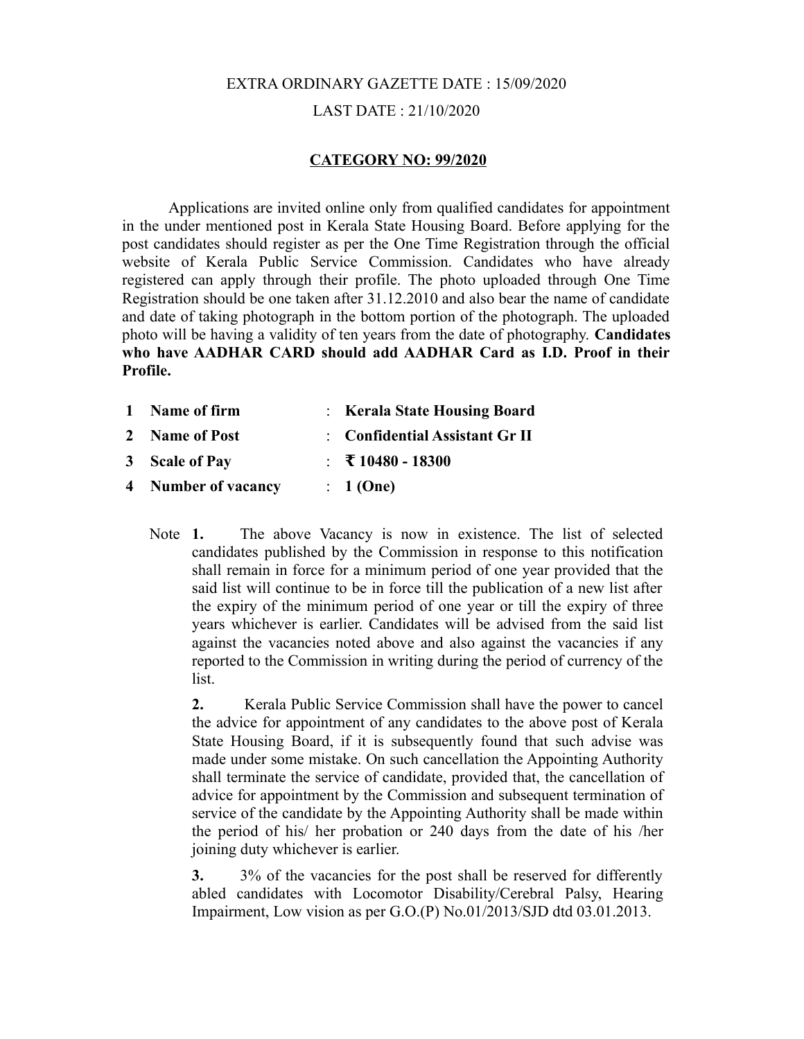EXTRA ORDINARY GAZETTE DATE : 15/09/2020

LAST DATE : 21/10/2020

**CATEGORY NO: 99/2020**

Applications are invited online only from qualified candidates for appointment in the under mentioned post in Kerala State Housing Board. Before applying for the post candidates should register as per the One Time Registration through the official website of Kerala Public Service Commission. Candidates who have already registered can apply through their profile. The photo uploaded through One Time Registration should be one taken after 31.12.2010 and also bear the name of candidate and date of taking photograph in the bottom portion of the photograph. The uploaded photo will be having a validity of ten years from the date of photography. **Candidates who have AADHAR CARD should add AADHAR Card as I.D. Proof in their Profile.**

| | | | |
|---|---|---|---|
| **1** | **Name of firm** | : | **Kerala State Housing Board** |
| **2** | **Name of Post** | : | **Confidential Assistant Gr II** |
| **3** | **Scale of Pay** | : | **₹ 10480 - 18300** |
| **4** | **Number of vacancy** | : | **1 (One)** |

Note **1.** The above Vacancy is now in existence. The list of selected candidates published by the Commission in response to this notification shall remain in force for a minimum period of one year provided that the said list will continue to be in force till the publication of a new list after the expiry of the minimum period of one year or till the expiry of three years whichever is earlier. Candidates will be advised from the said list against the vacancies noted above and also against the vacancies if any reported to the Commission in writing during the period of currency of the list.

**2.** Kerala Public Service Commission shall have the power to cancel the advice for appointment of any candidates to the above post of Kerala State Housing Board, if it is subsequently found that such advise was made under some mistake. On such cancellation the Appointing Authority shall terminate the service of candidate, provided that, the cancellation of advice for appointment by the Commission and subsequent termination of service of the candidate by the Appointing Authority shall be made within the period of his/ her probation or 240 days from the date of his /her joining duty whichever is earlier.

**3.** 3% of the vacancies for the post shall be reserved for differently abled candidates with Locomotor Disability/Cerebral Palsy, Hearing Impairment, Low vision as per G.O.(P) No.01/2013/SJD dtd 03.01.2013.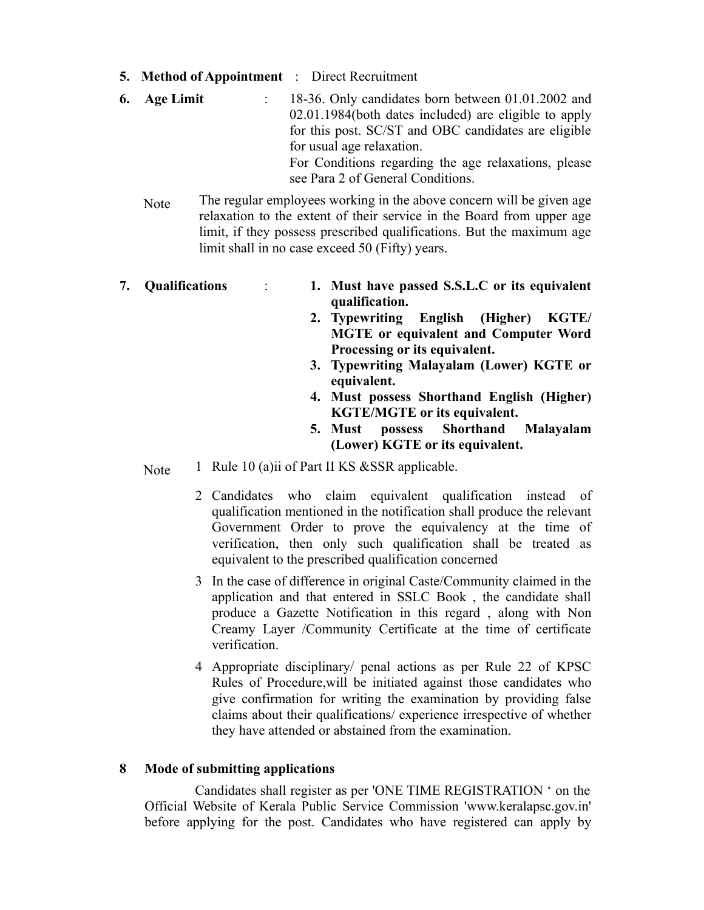**5. Method of Appointment** : Direct Recruitment

**6. Age Limit** : 18-36. Only candidates born between 01.01.2002 and 02.01.1984(both dates included) are eligible to apply for this post. SC/ST and OBC candidates are eligible for usual age relaxation.
For Conditions regarding the age relaxations, please see Para 2 of General Conditions.

Note The regular employees working in the above concern will be given age relaxation to the extent of their service in the Board from upper age limit, if they possess prescribed qualifications. But the maximum age limit shall in no case exceed 50 (Fifty) years.

**7. Qualifications** :

1. **Must have passed S.S.L.C or its equivalent qualification.**
2. **Typewriting English (Higher) KGTE/ MGTE or equivalent and Computer Word Processing or its equivalent.**
3. **Typewriting Malayalam (Lower) KGTE or equivalent.**
4. **Must possess Shorthand English (Higher) KGTE/MGTE or its equivalent.**
5. **Must possess Shorthand Malayalam (Lower) KGTE or its equivalent.**

Note

1 Rule 10 (a)ii of Part II KS &SSR applicable.

2 Candidates who claim equivalent qualification instead of qualification mentioned in the notification shall produce the relevant Government Order to prove the equivalency at the time of verification, then only such qualification shall be treated as equivalent to the prescribed qualification concerned

3 In the case of difference in original Caste/Community claimed in the application and that entered in SSLC Book , the candidate shall produce a Gazette Notification in this regard , along with Non Creamy Layer /Community Certificate at the time of certificate verification.

4 Appropriate disciplinary/ penal actions as per Rule 22 of KPSC Rules of Procedure,will be initiated against those candidates who give confirmation for writing the examination by providing false claims about their qualifications/ experience irrespective of whether they have attended or abstained from the examination.

**8 Mode of submitting applications**

Candidates shall register as per 'ONE TIME REGISTRATION ' on the Official Website of Kerala Public Service Commission 'www.keralapsc.gov.in' before applying for the post. Candidates who have registered can apply by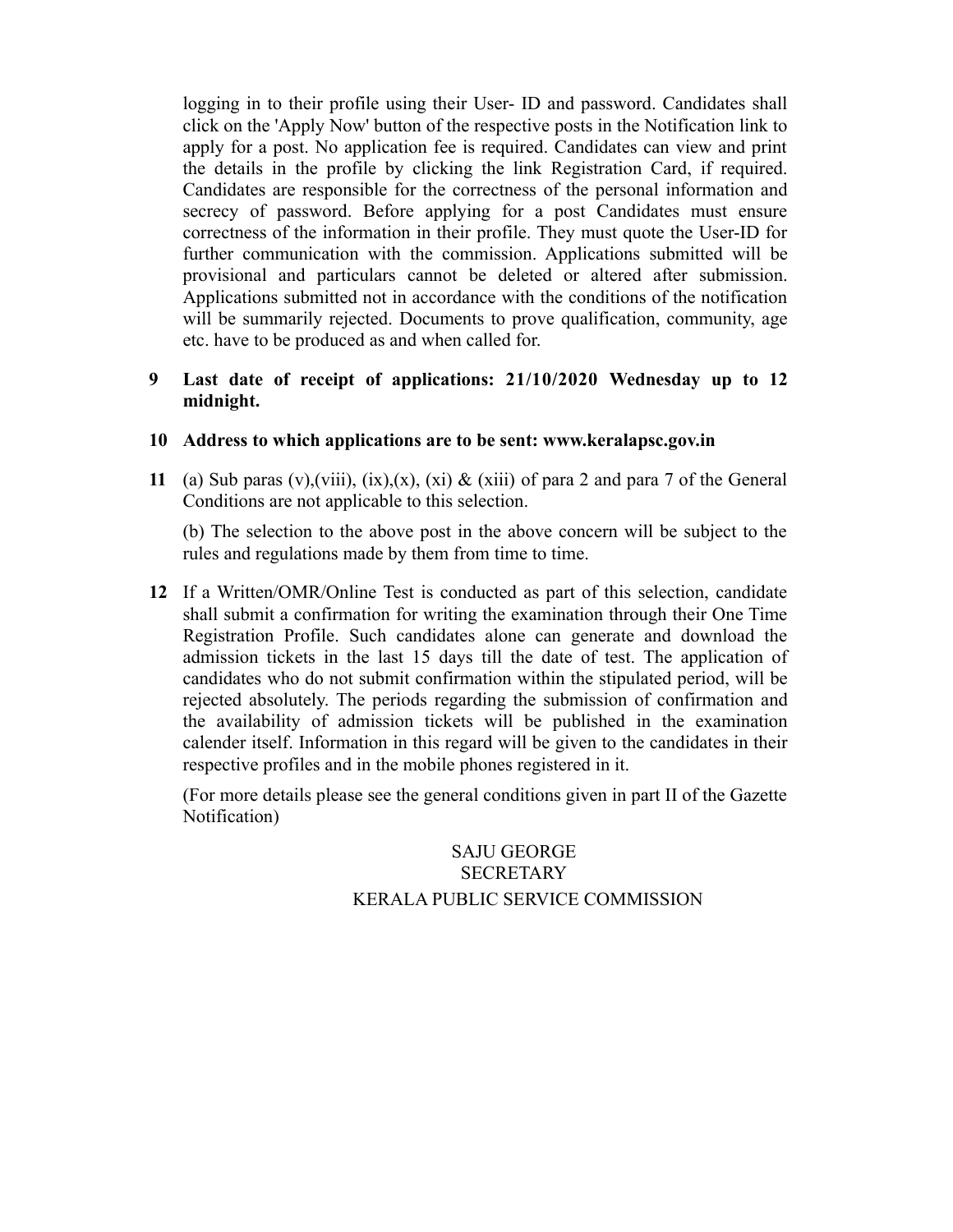logging in to their profile using their User- ID and password. Candidates shall click on the 'Apply Now' button of the respective posts in the Notification link to apply for a post. No application fee is required. Candidates can view and print the details in the profile by clicking the link Registration Card, if required. Candidates are responsible for the correctness of the personal information and secrecy of password. Before applying for a post Candidates must ensure correctness of the information in their profile. They must quote the User-ID for further communication with the commission. Applications submitted will be provisional and particulars cannot be deleted or altered after submission. Applications submitted not in accordance with the conditions of the notification will be summarily rejected. Documents to prove qualification, community, age etc. have to be produced as and when called for.

**9 Last date of receipt of applications: 21/10/2020 Wednesday up to 12 midnight.**

**10 Address to which applications are to be sent: www.keralapsc.gov.in**

**11** (a) Sub paras (v),(viii), (ix),(x), (xi) & (xiii) of para 2 and para 7 of the General Conditions are not applicable to this selection.

(b) The selection to the above post in the above concern will be subject to the rules and regulations made by them from time to time.

**12** If a Written/OMR/Online Test is conducted as part of this selection, candidate shall submit a confirmation for writing the examination through their One Time Registration Profile. Such candidates alone can generate and download the admission tickets in the last 15 days till the date of test. The application of candidates who do not submit confirmation within the stipulated period, will be rejected absolutely. The periods regarding the submission of confirmation and the availability of admission tickets will be published in the examination calender itself. Information in this regard will be given to the candidates in their respective profiles and in the mobile phones registered in it.

(For more details please see the general conditions given in part II of the Gazette Notification)

SAJU GEORGE
SECRETARY
KERALA PUBLIC SERVICE COMMISSION